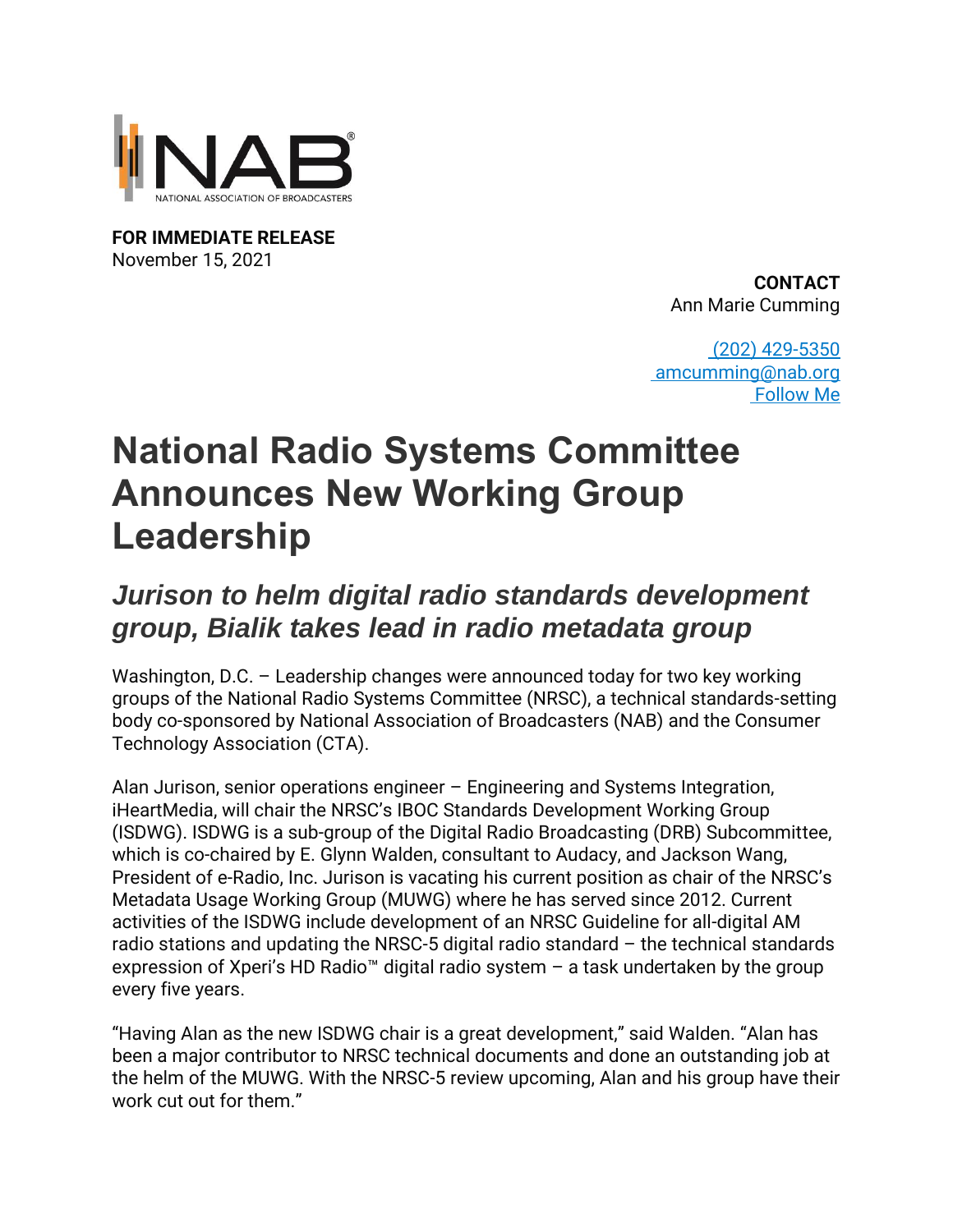**FOR IMMEDIATE RELEASE**
November 15, 2021

**CONTACT**
Ann Marie Cumming

(202) 429-5350
amcumming@nab.org
Follow Me

# National Radio Systems Committee Announces New Working Group Leadership

## *Jurison to helm digital radio standards development group, Bialik takes lead in radio metadata group*

Washington, D.C. – Leadership changes were announced today for two key working groups of the National Radio Systems Committee (NRSC), a technical standards-setting body co-sponsored by National Association of Broadcasters (NAB) and the Consumer Technology Association (CTA).

Alan Jurison, senior operations engineer – Engineering and Systems Integration, iHeartMedia, will chair the NRSC's IBOC Standards Development Working Group (ISDWG). ISDWG is a sub-group of the Digital Radio Broadcasting (DRB) Subcommittee, which is co-chaired by E. Glynn Walden, consultant to Audacy, and Jackson Wang, President of e-Radio, Inc. Jurison is vacating his current position as chair of the NRSC's Metadata Usage Working Group (MUWG) where he has served since 2012. Current activities of the ISDWG include development of an NRSC Guideline for all-digital AM radio stations and updating the NRSC-5 digital radio standard – the technical standards expression of Xperi's HD Radio™ digital radio system – a task undertaken by the group every five years.

"Having Alan as the new ISDWG chair is a great development," said Walden. "Alan has been a major contributor to NRSC technical documents and done an outstanding job at the helm of the MUWG. With the NRSC-5 review upcoming, Alan and his group have their work cut out for them."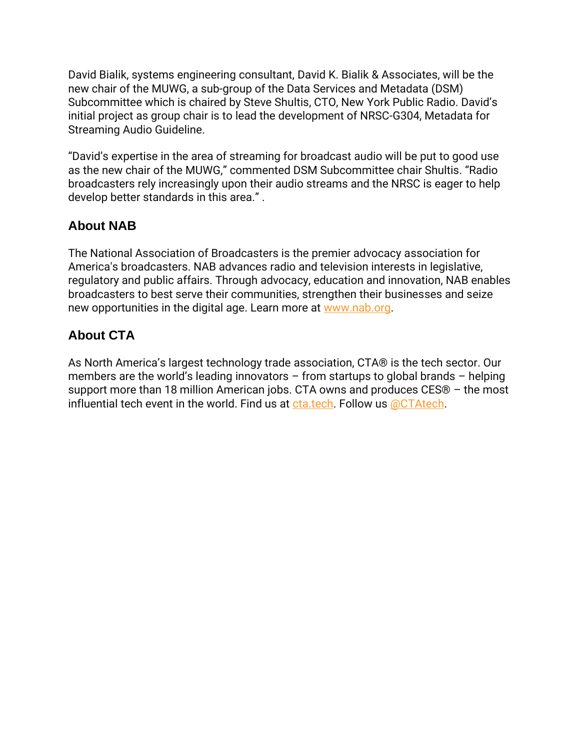David Bialik, systems engineering consultant, David K. Bialik & Associates, will be the new chair of the MUWG, a sub-group of the Data Services and Metadata (DSM) Subcommittee which is chaired by Steve Shultis, CTO, New York Public Radio. David's initial project as group chair is to lead the development of NRSC-G304, Metadata for Streaming Audio Guideline.

"David's expertise in the area of streaming for broadcast audio will be put to good use as the new chair of the MUWG," commented DSM Subcommittee chair Shultis. "Radio broadcasters rely increasingly upon their audio streams and the NRSC is eager to help develop better standards in this area." .

## About NAB

The National Association of Broadcasters is the premier advocacy association for America's broadcasters. NAB advances radio and television interests in legislative, regulatory and public affairs. Through advocacy, education and innovation, NAB enables broadcasters to best serve their communities, strengthen their businesses and seize new opportunities in the digital age. Learn more at www.nab.org.

## About CTA

As North America's largest technology trade association, CTA® is the tech sector. Our members are the world's leading innovators – from startups to global brands – helping support more than 18 million American jobs. CTA owns and produces CES® – the most influential tech event in the world. Find us at cta.tech. Follow us @CTAtech.